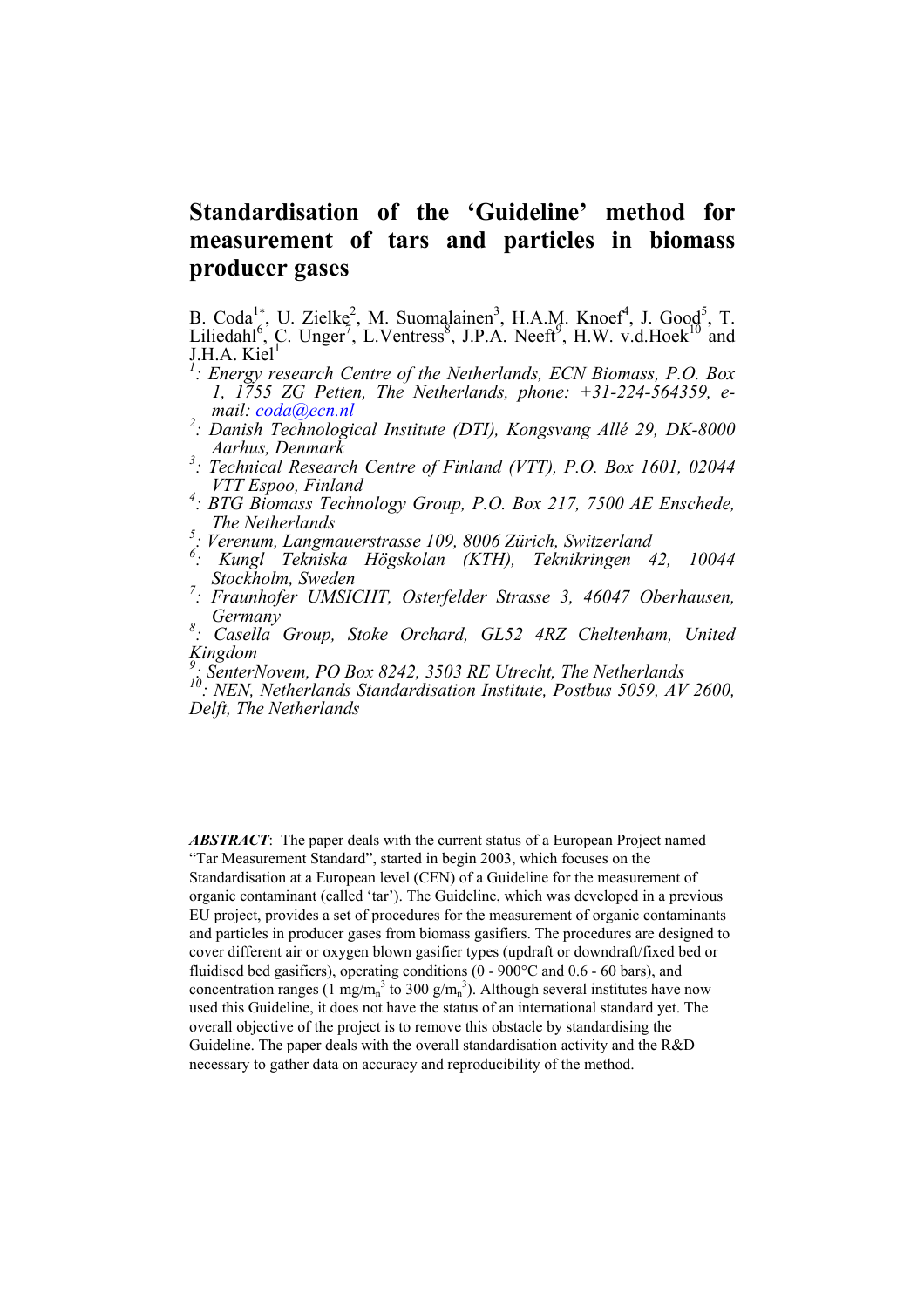# Standardisation of the 'Guideline' method for measurement of tars and particles in biomass producer gases

B. Coda[1*], U. Zielke[2], M. Suomalainen[3], H.A.M. Knoef[4], J. Good[5], T. Liliedahl[6], C. Unger[7], L.Ventress[8], J.P.A. Neeft[9], H.W. v.d.Hoek[10] and J.H.A. Kiel[1]

*[1]: Energy research Centre of the Netherlands, ECN Biomass, P.O. Box 1, 1755 ZG Petten, The Netherlands, phone: +31-224-564359, e-mail: coda@ecn.nl*

*[2]: Danish Technological Institute (DTI), Kongsvang Allé 29, DK-8000 Aarhus, Denmark*

*[3]: Technical Research Centre of Finland (VTT), P.O. Box 1601, 02044 VTT Espoo, Finland*

*[4]: BTG Biomass Technology Group, P.O. Box 217, 7500 AE Enschede, The Netherlands*

*[5]: Verenum, Langmauerstrasse 109, 8006 Zürich, Switzerland*

*[6]: Kungl Tekniska Högskolan (KTH), Teknikringen 42, 10044 Stockholm, Sweden*

*[7]: Fraunhofer UMSICHT, Osterfelder Strasse 3, 46047 Oberhausen, Germany*

*[8]: Casella Group, Stoke Orchard, GL52 4RZ Cheltenham, United Kingdom*

*[9]: SenterNovem, PO Box 8242, 3503 RE Utrecht, The Netherlands*

*[10]: NEN, Netherlands Standardisation Institute, Postbus 5059, AV 2600, Delft, The Netherlands*

***ABSTRACT***: The paper deals with the current status of a European Project named "Tar Measurement Standard", started in begin 2003, which focuses on the Standardisation at a European level (CEN) of a Guideline for the measurement of organic contaminant (called 'tar'). The Guideline, which was developed in a previous EU project, provides a set of procedures for the measurement of organic contaminants and particles in producer gases from biomass gasifiers. The procedures are designed to cover different air or oxygen blown gasifier types (updraft or downdraft/fixed bed or fluidised bed gasifiers), operating conditions (0 - 900°C and 0.6 - 60 bars), and concentration ranges (1 $mg/m_n^3$ to 300 $g/m_n^3$). Although several institutes have now used this Guideline, it does not have the status of an international standard yet. The overall objective of the project is to remove this obstacle by standardising the Guideline. The paper deals with the overall standardisation activity and the R&D necessary to gather data on accuracy and reproducibility of the method.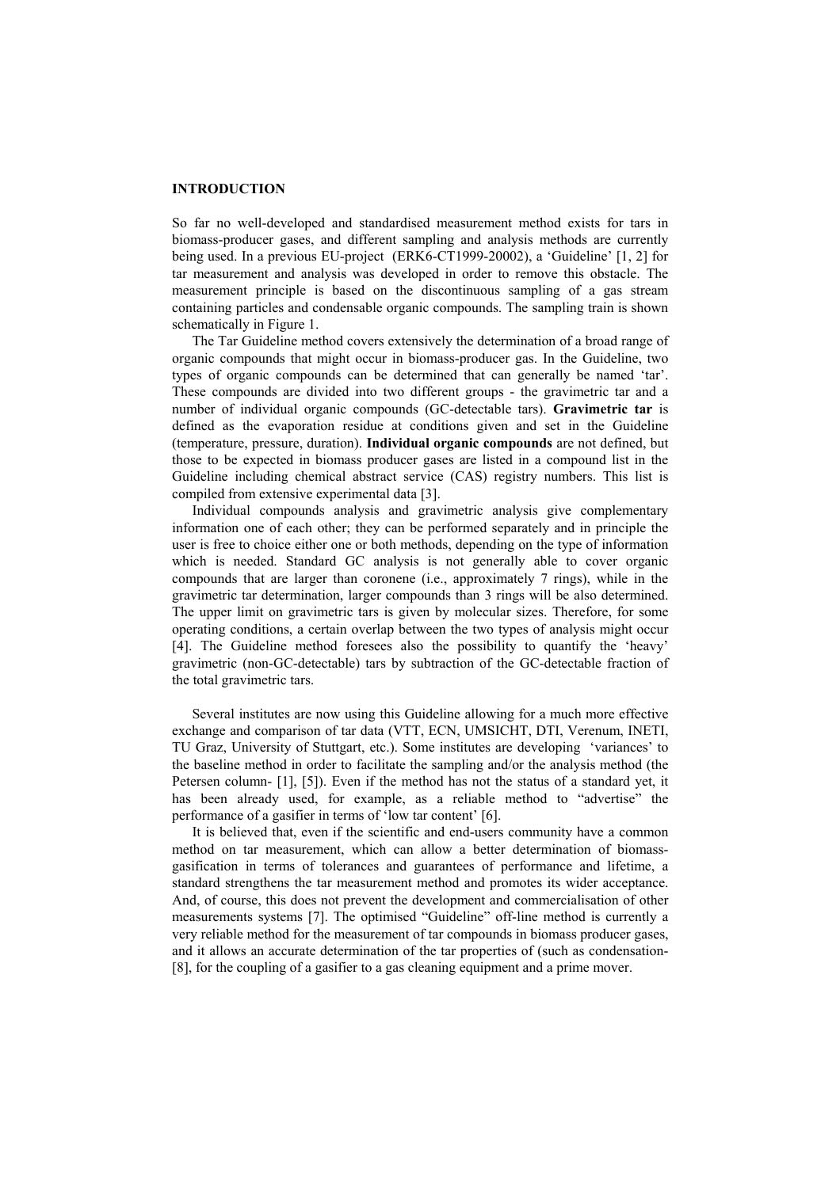**INTRODUCTION**

So far no well-developed and standardised measurement method exists for tars in biomass-producer gases, and different sampling and analysis methods are currently being used. In a previous EU-project (ERK6-CT1999-20002), a 'Guideline' [1, 2] for tar measurement and analysis was developed in order to remove this obstacle. The measurement principle is based on the discontinuous sampling of a gas stream containing particles and condensable organic compounds. The sampling train is shown schematically in Figure 1.

The Tar Guideline method covers extensively the determination of a broad range of organic compounds that might occur in biomass-producer gas. In the Guideline, two types of organic compounds can be determined that can generally be named 'tar'. These compounds are divided into two different groups - the gravimetric tar and a number of individual organic compounds (GC-detectable tars). **Gravimetric tar** is defined as the evaporation residue at conditions given and set in the Guideline (temperature, pressure, duration). **Individual organic compounds** are not defined, but those to be expected in biomass producer gases are listed in a compound list in the Guideline including chemical abstract service (CAS) registry numbers. This list is compiled from extensive experimental data [3].

Individual compounds analysis and gravimetric analysis give complementary information one of each other; they can be performed separately and in principle the user is free to choice either one or both methods, depending on the type of information which is needed. Standard GC analysis is not generally able to cover organic compounds that are larger than coronene (i.e., approximately 7 rings), while in the gravimetric tar determination, larger compounds than 3 rings will be also determined. The upper limit on gravimetric tars is given by molecular sizes. Therefore, for some operating conditions, a certain overlap between the two types of analysis might occur [4]. The Guideline method foresees also the possibility to quantify the 'heavy' gravimetric (non-GC-detectable) tars by subtraction of the GC-detectable fraction of the total gravimetric tars.

Several institutes are now using this Guideline allowing for a much more effective exchange and comparison of tar data (VTT, ECN, UMSICHT, DTI, Verenum, INETI, TU Graz, University of Stuttgart, etc.). Some institutes are developing 'variances' to the baseline method in order to facilitate the sampling and/or the analysis method (the Petersen column- [1], [5]). Even if the method has not the status of a standard yet, it has been already used, for example, as a reliable method to "advertise" the performance of a gasifier in terms of 'low tar content' [6].

It is believed that, even if the scientific and end-users community have a common method on tar measurement, which can allow a better determination of biomass-gasification in terms of tolerances and guarantees of performance and lifetime, a standard strengthens the tar measurement method and promotes its wider acceptance. And, of course, this does not prevent the development and commercialisation of other measurements systems [7]. The optimised "Guideline" off-line method is currently a very reliable method for the measurement of tar compounds in biomass producer gases, and it allows an accurate determination of the tar properties of (such as condensation- [8], for the coupling of a gasifier to a gas cleaning equipment and a prime mover.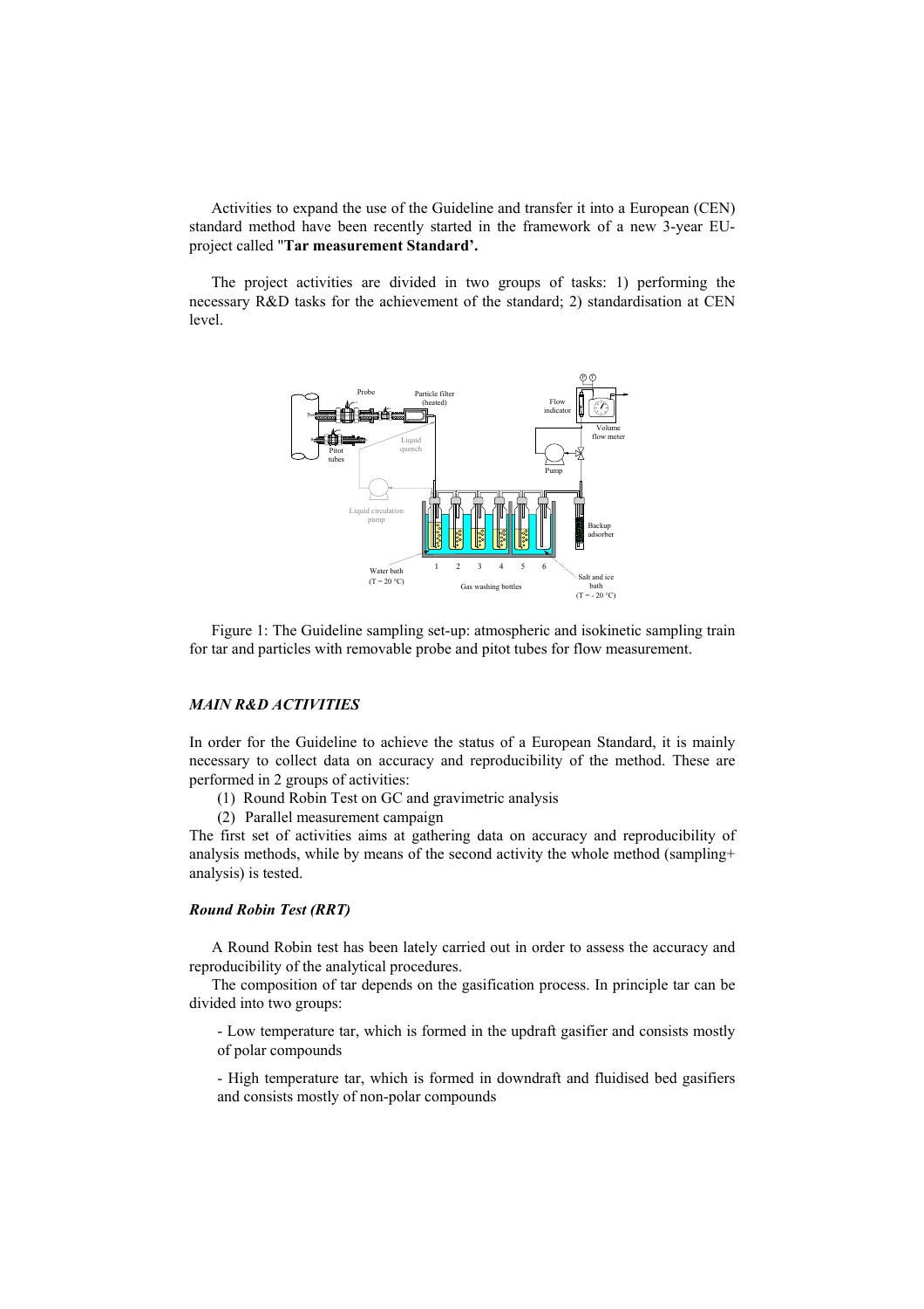Activities to expand the use of the Guideline and transfer it into a European (CEN) standard method have been recently started in the framework of a new 3-year EU-project called "**Tar measurement Standard'.**

The project activities are divided in two groups of tasks: 1) performing the necessary R&D tasks for the achievement of the standard; 2) standardisation at CEN level.

Figure 1: The Guideline sampling set-up: atmospheric and isokinetic sampling train for tar and particles with removable probe and pitot tubes for flow measurement.

### *MAIN R&D ACTIVITIES*

In order for the Guideline to achieve the status of a European Standard, it is mainly necessary to collect data on accuracy and reproducibility of the method. These are performed in 2 groups of activities:

(1) Round Robin Test on GC and gravimetric analysis

(2) Parallel measurement campaign

The first set of activities aims at gathering data on accuracy and reproducibility of analysis methods, while by means of the second activity the whole method (sampling+ analysis) is tested.

### *Round Robin Test (RRT)*

A Round Robin test has been lately carried out in order to assess the accuracy and reproducibility of the analytical procedures.

The composition of tar depends on the gasification process. In principle tar can be divided into two groups:

- Low temperature tar, which is formed in the updraft gasifier and consists mostly of polar compounds

- High temperature tar, which is formed in downdraft and fluidised bed gasifiers and consists mostly of non-polar compounds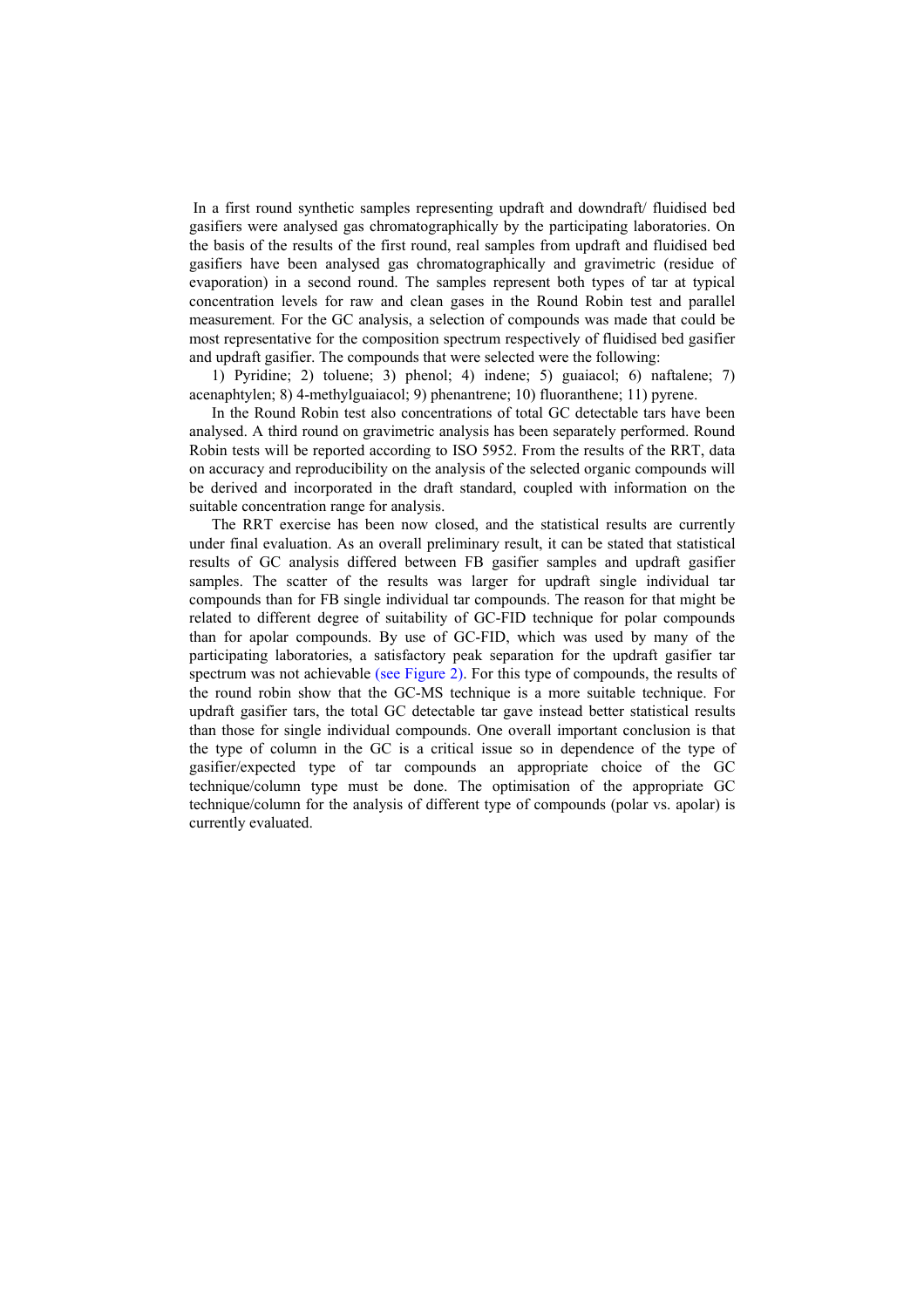In a first round synthetic samples representing updraft and downdraft/ fluidised bed gasifiers were analysed gas chromatographically by the participating laboratories. On the basis of the results of the first round, real samples from updraft and fluidised bed gasifiers have been analysed gas chromatographically and gravimetric (residue of evaporation) in a second round. The samples represent both types of tar at typical concentration levels for raw and clean gases in the Round Robin test and parallel measurement. For the GC analysis, a selection of compounds was made that could be most representative for the composition spectrum respectively of fluidised bed gasifier and updraft gasifier. The compounds that were selected were the following:

1) Pyridine; 2) toluene; 3) phenol; 4) indene; 5) guaiacol; 6) naftalene; 7) acenaphtylen; 8) 4-methylguaiacol; 9) phenantrene; 10) fluoranthene; 11) pyrene.

In the Round Robin test also concentrations of total GC detectable tars have been analysed. A third round on gravimetric analysis has been separately performed. Round Robin tests will be reported according to ISO 5952. From the results of the RRT, data on accuracy and reproducibility on the analysis of the selected organic compounds will be derived and incorporated in the draft standard, coupled with information on the suitable concentration range for analysis.

The RRT exercise has been now closed, and the statistical results are currently under final evaluation. As an overall preliminary result, it can be stated that statistical results of GC analysis differed between FB gasifier samples and updraft gasifier samples. The scatter of the results was larger for updraft single individual tar compounds than for FB single individual tar compounds. The reason for that might be related to different degree of suitability of GC-FID technique for polar compounds than for apolar compounds. By use of GC-FID, which was used by many of the participating laboratories, a satisfactory peak separation for the updraft gasifier tar spectrum was not achievable (see Figure 2). For this type of compounds, the results of the round robin show that the GC-MS technique is a more suitable technique. For updraft gasifier tars, the total GC detectable tar gave instead better statistical results than those for single individual compounds. One overall important conclusion is that the type of column in the GC is a critical issue so in dependence of the type of gasifier/expected type of tar compounds an appropriate choice of the GC technique/column type must be done. The optimisation of the appropriate GC technique/column for the analysis of different type of compounds (polar vs. apolar) is currently evaluated.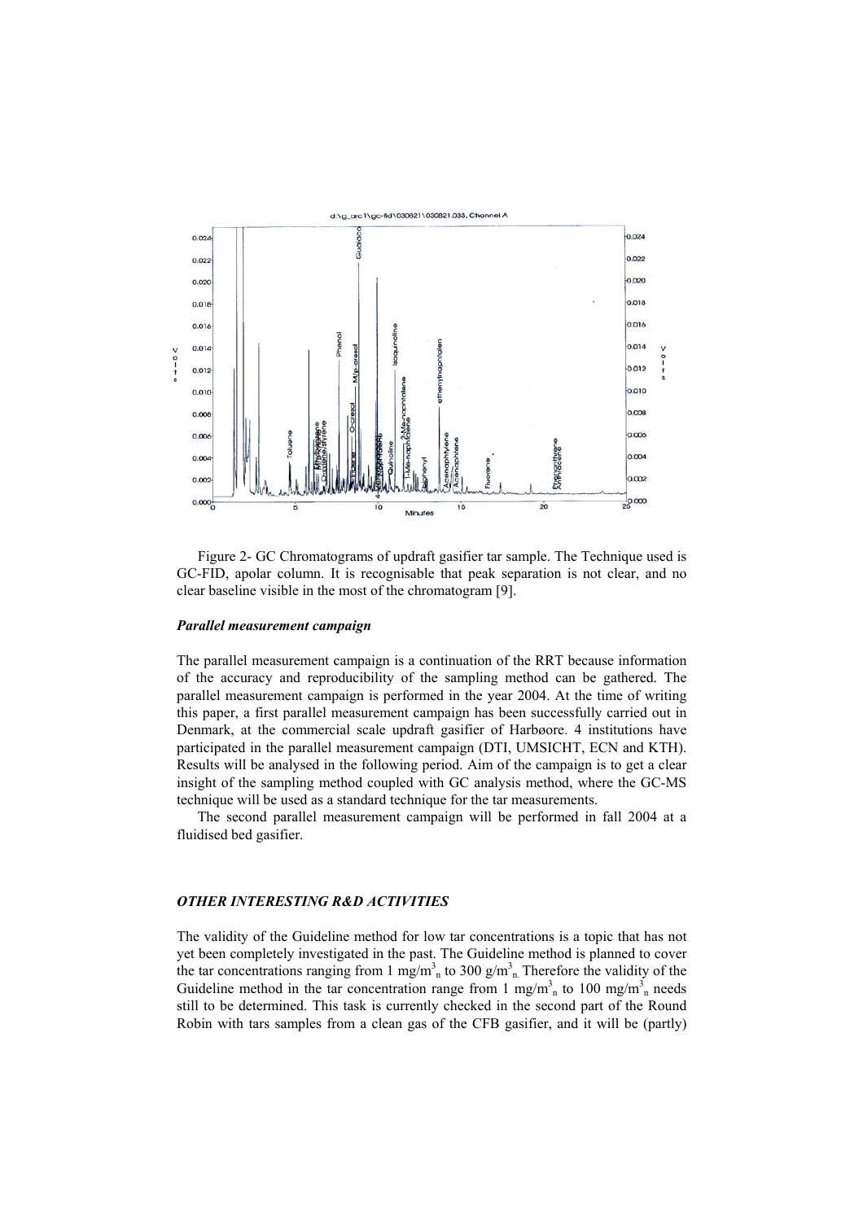Figure 2- GC Chromatograms of updraft gasifier tar sample. The Technique used is GC-FID, apolar column. It is recognisable that peak separation is not clear, and no clear baseline visible in the most of the chromatogram [9].

### *Parallel measurement campaign*

The parallel measurement campaign is a continuation of the RRT because information of the accuracy and reproducibility of the sampling method can be gathered. The parallel measurement campaign is performed in the year 2004. At the time of writing this paper, a first parallel measurement campaign has been successfully carried out in Denmark, at the commercial scale updraft gasifier of Harbøore. 4 institutions have participated in the parallel measurement campaign (DTI, UMSICHT, ECN and KTH). Results will be analysed in the following period. Aim of the campaign is to get a clear insight of the sampling method coupled with GC analysis method, where the GC-MS technique will be used as a standard technique for the tar measurements.

The second parallel measurement campaign will be performed in fall 2004 at a fluidised bed gasifier.

### *OTHER INTERESTING R&D ACTIVITIES*

The validity of the Guideline method for low tar concentrations is a topic that has not yet been completely investigated in the past. The Guideline method is planned to cover the tar concentrations ranging from 1 $mg/m^3_n$ to 300 $g/m^3_n$. Therefore the validity of the Guideline method in the tar concentration range from 1 $mg/m^3_n$ to 100 $mg/m^3_n$ needs still to be determined. This task is currently checked in the second part of the Round Robin with tars samples from a clean gas of the CFB gasifier, and it will be (partly)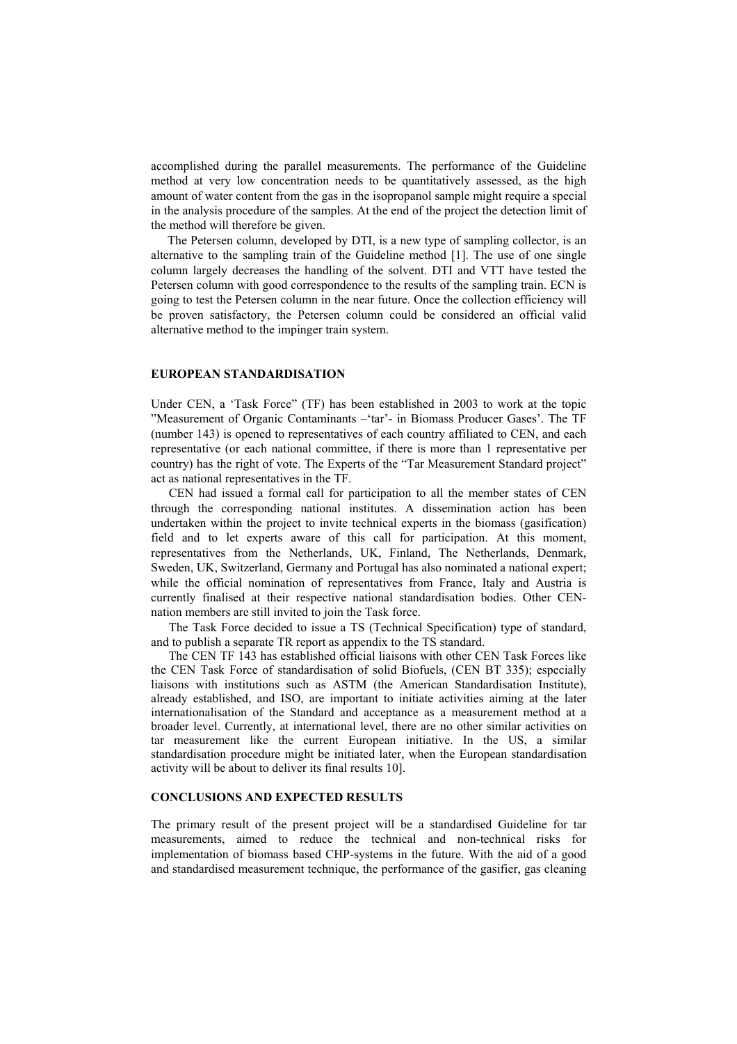accomplished during the parallel measurements. The performance of the Guideline method at very low concentration needs to be quantitatively assessed, as the high amount of water content from the gas in the isopropanol sample might require a special in the analysis procedure of the samples. At the end of the project the detection limit of the method will therefore be given.

The Petersen column, developed by DTI, is a new type of sampling collector, is an alternative to the sampling train of the Guideline method [1]. The use of one single column largely decreases the handling of the solvent. DTI and VTT have tested the Petersen column with good correspondence to the results of the sampling train. ECN is going to test the Petersen column in the near future. Once the collection efficiency will be proven satisfactory, the Petersen column could be considered an official valid alternative method to the impinger train system.

## EUROPEAN STANDARDISATION

Under CEN, a 'Task Force" (TF) has been established in 2003 to work at the topic "Measurement of Organic Contaminants –'tar'- in Biomass Producer Gases'. The TF (number 143) is opened to representatives of each country affiliated to CEN, and each representative (or each national committee, if there is more than 1 representative per country) has the right of vote. The Experts of the "Tar Measurement Standard project" act as national representatives in the TF.

CEN had issued a formal call for participation to all the member states of CEN through the corresponding national institutes. A dissemination action has been undertaken within the project to invite technical experts in the biomass (gasification) field and to let experts aware of this call for participation. At this moment, representatives from the Netherlands, UK, Finland, The Netherlands, Denmark, Sweden, UK, Switzerland, Germany and Portugal has also nominated a national expert; while the official nomination of representatives from France, Italy and Austria is currently finalised at their respective national standardisation bodies. Other CEN-nation members are still invited to join the Task force.

The Task Force decided to issue a TS (Technical Specification) type of standard, and to publish a separate TR report as appendix to the TS standard.

The CEN TF 143 has established official liaisons with other CEN Task Forces like the CEN Task Force of standardisation of solid Biofuels, (CEN BT 335); especially liaisons with institutions such as ASTM (the American Standardisation Institute), already established, and ISO, are important to initiate activities aiming at the later internationalisation of the Standard and acceptance as a measurement method at a broader level. Currently, at international level, there are no other similar activities on tar measurement like the current European initiative. In the US, a similar standardisation procedure might be initiated later, when the European standardisation activity will be about to deliver its final results 10].

## CONCLUSIONS AND EXPECTED RESULTS

The primary result of the present project will be a standardised Guideline for tar measurements, aimed to reduce the technical and non-technical risks for implementation of biomass based CHP-systems in the future. With the aid of a good and standardised measurement technique, the performance of the gasifier, gas cleaning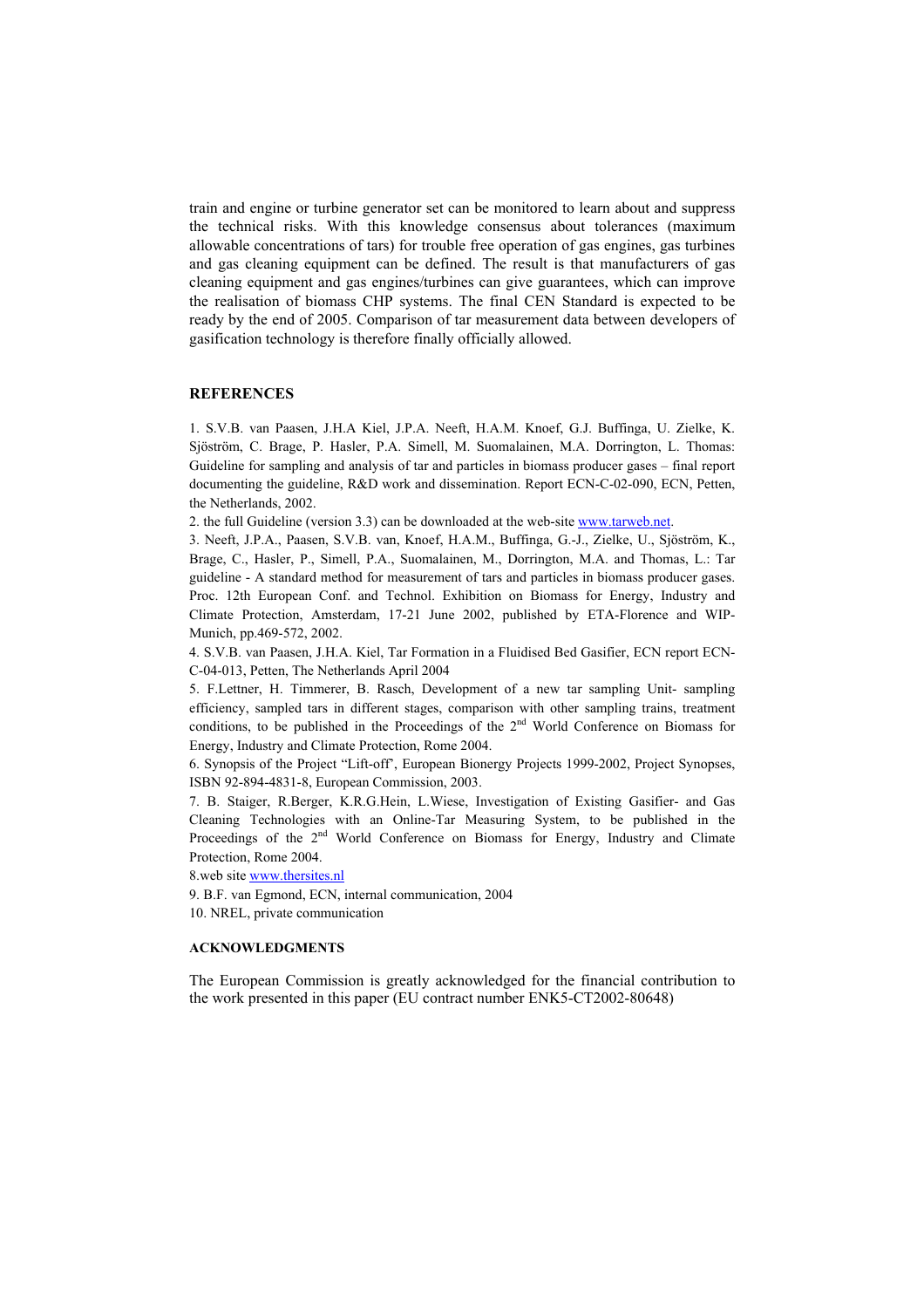train and engine or turbine generator set can be monitored to learn about and suppress the technical risks. With this knowledge consensus about tolerances (maximum allowable concentrations of tars) for trouble free operation of gas engines, gas turbines and gas cleaning equipment can be defined. The result is that manufacturers of gas cleaning equipment and gas engines/turbines can give guarantees, which can improve the realisation of biomass CHP systems. The final CEN Standard is expected to be ready by the end of 2005. Comparison of tar measurement data between developers of gasification technology is therefore finally officially allowed.

## REFERENCES

1. S.V.B. van Paasen, J.H.A Kiel, J.P.A. Neeft, H.A.M. Knoef, G.J. Buffinga, U. Zielke, K. Sjöström, C. Brage, P. Hasler, P.A. Simell, M. Suomalainen, M.A. Dorrington, L. Thomas: Guideline for sampling and analysis of tar and particles in biomass producer gases – final report documenting the guideline, R&D work and dissemination. Report ECN-C-02-090, ECN, Petten, the Netherlands, 2002.

2. the full Guideline (version 3.3) can be downloaded at the web-site www.tarweb.net.

3. Neeft, J.P.A., Paasen, S.V.B. van, Knoef, H.A.M., Buffinga, G.-J., Zielke, U., Sjöström, K., Brage, C., Hasler, P., Simell, P.A., Suomalainen, M., Dorrington, M.A. and Thomas, L.: Tar guideline - A standard method for measurement of tars and particles in biomass producer gases. Proc. 12th European Conf. and Technol. Exhibition on Biomass for Energy, Industry and Climate Protection, Amsterdam, 17-21 June 2002, published by ETA-Florence and WIP-Munich, pp.469-572, 2002.

4. S.V.B. van Paasen, J.H.A. Kiel, Tar Formation in a Fluidised Bed Gasifier, ECN report ECN-C-04-013, Petten, The Netherlands April 2004

5. F.Lettner, H. Timmerer, B. Rasch, Development of a new tar sampling Unit- sampling efficiency, sampled tars in different stages, comparison with other sampling trains, treatment conditions, to be published in the Proceedings of the 2nd World Conference on Biomass for Energy, Industry and Climate Protection, Rome 2004.

6. Synopsis of the Project "Lift-off", European Bionergy Projects 1999-2002, Project Synopses, ISBN 92-894-4831-8, European Commission, 2003.

7. B. Staiger, R.Berger, K.R.G.Hein, L.Wiese, Investigation of Existing Gasifier- and Gas Cleaning Technologies with an Online-Tar Measuring System, to be published in the Proceedings of the 2nd World Conference on Biomass for Energy, Industry and Climate Protection, Rome 2004.

8. web site www.thersites.nl

9. B.F. van Egmond, ECN, internal communication, 2004

10. NREL, private communication

### ACKNOWLEDGMENTS

The European Commission is greatly acknowledged for the financial contribution to the work presented in this paper (EU contract number ENK5-CT2002-80648)